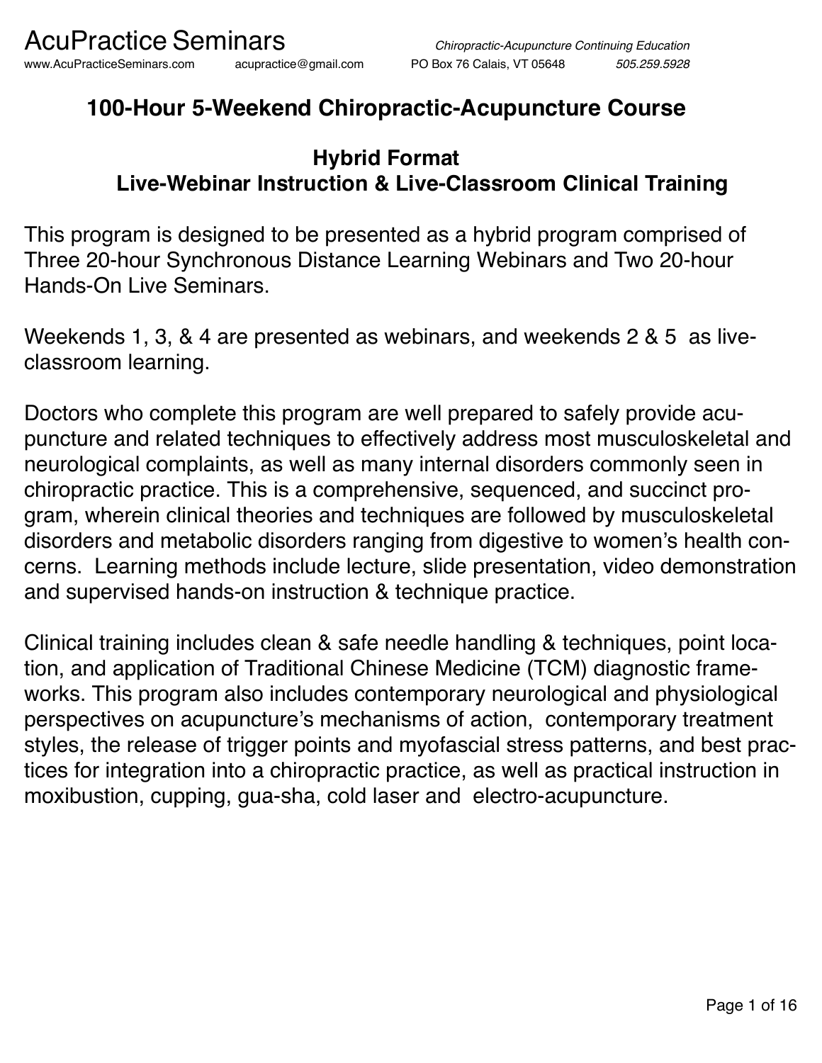# AcuPractice Seminars

*Chiropractic-Acupuncture Continuing Education*

www.AcuPracticeSeminars.com acupractice@gmail.com PO Box 76 Calais, VT 05648 *505.259.5928*

## 100-Hour 5-Weekend Chiropractic-Acupuncture Course

### Hybrid Format
### Live-Webinar Instruction & Live-Classroom Clinical Training

This program is designed to be presented as a hybrid program comprised of Three 20-hour Synchronous Distance Learning Webinars and Two 20-hour Hands-On Live Seminars.

Weekends 1, 3, & 4 are presented as webinars, and weekends 2 & 5 as live-classroom learning.

Doctors who complete this program are well prepared to safely provide acupuncture and related techniques to effectively address most musculoskeletal and neurological complaints, as well as many internal disorders commonly seen in chiropractic practice. This is a comprehensive, sequenced, and succinct program, wherein clinical theories and techniques are followed by musculoskeletal disorders and metabolic disorders ranging from digestive to women's health concerns. Learning methods include lecture, slide presentation, video demonstration and supervised hands-on instruction & technique practice.

Clinical training includes clean & safe needle handling & techniques, point location, and application of Traditional Chinese Medicine (TCM) diagnostic frameworks. This program also includes contemporary neurological and physiological perspectives on acupuncture's mechanisms of action, contemporary treatment styles, the release of trigger points and myofascial stress patterns, and best practices for integration into a chiropractic practice, as well as practical instruction in moxibustion, cupping, gua-sha, cold laser and electro-acupuncture.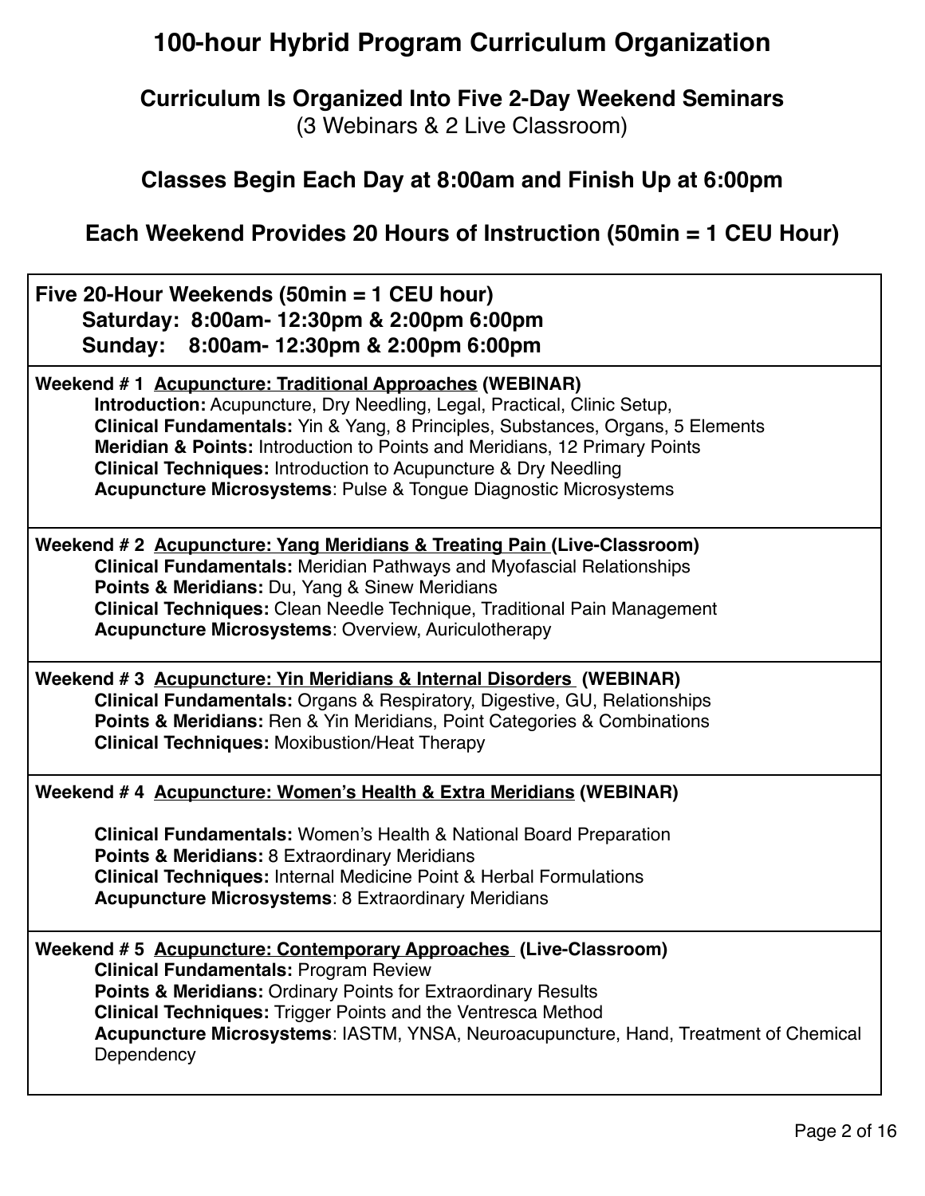# 100-hour Hybrid Program Curriculum Organization

## Curriculum Is Organized Into Five 2-Day Weekend Seminars

(3 Webinars & 2 Live Classroom)

## Classes Begin Each Day at 8:00am and Finish Up at 6:00pm

## Each Weekend Provides 20 Hours of Instruction (50min = 1 CEU Hour)

---

**Five 20-Hour Weekends (50min = 1 CEU hour)**

**Saturday: 8:00am- 12:30pm & 2:00pm 6:00pm**

**Sunday: 8:00am- 12:30pm & 2:00pm 6:00pm**

---

**Weekend # 1 Acupuncture: Traditional Approaches (WEBINAR)**

- **Introduction:** Acupuncture, Dry Needling, Legal, Practical, Clinic Setup,
- **Clinical Fundamentals:** Yin & Yang, 8 Principles, Substances, Organs, 5 Elements
- **Meridian & Points:** Introduction to Points and Meridians, 12 Primary Points
- **Clinical Techniques:** Introduction to Acupuncture & Dry Needling
- **Acupuncture Microsystems**: Pulse & Tongue Diagnostic Microsystems

---

**Weekend # 2 Acupuncture: Yang Meridians & Treating Pain (Live-Classroom)**

- **Clinical Fundamentals:** Meridian Pathways and Myofascial Relationships
- **Points & Meridians:** Du, Yang & Sinew Meridians
- **Clinical Techniques:** Clean Needle Technique, Traditional Pain Management
- **Acupuncture Microsystems**: Overview, Auriculotherapy

---

**Weekend # 3 Acupuncture: Yin Meridians & Internal Disorders (WEBINAR)**

- **Clinical Fundamentals:** Organs & Respiratory, Digestive, GU, Relationships
- **Points & Meridians:** Ren & Yin Meridians, Point Categories & Combinations
- **Clinical Techniques:** Moxibustion/Heat Therapy

---

**Weekend # 4 Acupuncture: Women's Health & Extra Meridians (WEBINAR)**

- **Clinical Fundamentals:** Women's Health & National Board Preparation
- **Points & Meridians:** 8 Extraordinary Meridians
- **Clinical Techniques:** Internal Medicine Point & Herbal Formulations
- **Acupuncture Microsystems**: 8 Extraordinary Meridians

---

**Weekend # 5 Acupuncture: Contemporary Approaches (Live-Classroom)**

- **Clinical Fundamentals:** Program Review
- **Points & Meridians:** Ordinary Points for Extraordinary Results
- **Clinical Techniques:** Trigger Points and the Ventresca Method
- **Acupuncture Microsystems**: IASTM, YNSA, Neuroacupuncture, Hand, Treatment of Chemical Dependency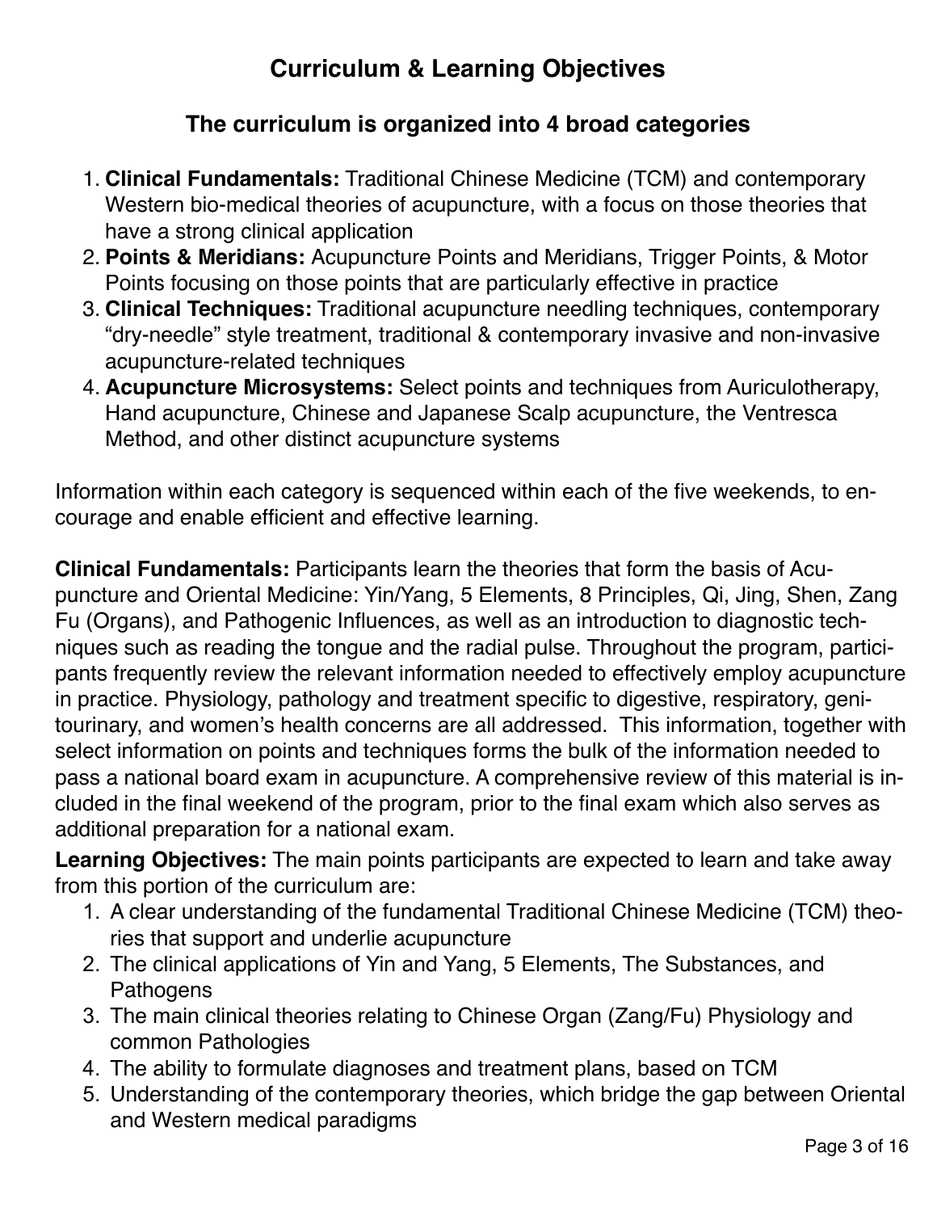## Curriculum & Learning Objectives

### The curriculum is organized into 4 broad categories

1. **Clinical Fundamentals:** Traditional Chinese Medicine (TCM) and contemporary Western bio-medical theories of acupuncture, with a focus on those theories that have a strong clinical application
2. **Points & Meridians:** Acupuncture Points and Meridians, Trigger Points, & Motor Points focusing on those points that are particularly effective in practice
3. **Clinical Techniques:** Traditional acupuncture needling techniques, contemporary "dry-needle" style treatment, traditional & contemporary invasive and non-invasive acupuncture-related techniques
4. **Acupuncture Microsystems:** Select points and techniques from Auriculotherapy, Hand acupuncture, Chinese and Japanese Scalp acupuncture, the Ventresca Method, and other distinct acupuncture systems

Information within each category is sequenced within each of the five weekends, to encourage and enable efficient and effective learning.

**Clinical Fundamentals:** Participants learn the theories that form the basis of Acupuncture and Oriental Medicine: Yin/Yang, 5 Elements, 8 Principles, Qi, Jing, Shen, Zang Fu (Organs), and Pathogenic Influences, as well as an introduction to diagnostic techniques such as reading the tongue and the radial pulse. Throughout the program, participants frequently review the relevant information needed to effectively employ acupuncture in practice. Physiology, pathology and treatment specific to digestive, respiratory, genitourinary, and women's health concerns are all addressed. This information, together with select information on points and techniques forms the bulk of the information needed to pass a national board exam in acupuncture. A comprehensive review of this material is included in the final weekend of the program, prior to the final exam which also serves as additional preparation for a national exam.

**Learning Objectives:** The main points participants are expected to learn and take away from this portion of the curriculum are:

1. A clear understanding of the fundamental Traditional Chinese Medicine (TCM) theories that support and underlie acupuncture
2. The clinical applications of Yin and Yang, 5 Elements, The Substances, and Pathogens
3. The main clinical theories relating to Chinese Organ (Zang/Fu) Physiology and common Pathologies
4. The ability to formulate diagnoses and treatment plans, based on TCM
5. Understanding of the contemporary theories, which bridge the gap between Oriental and Western medical paradigms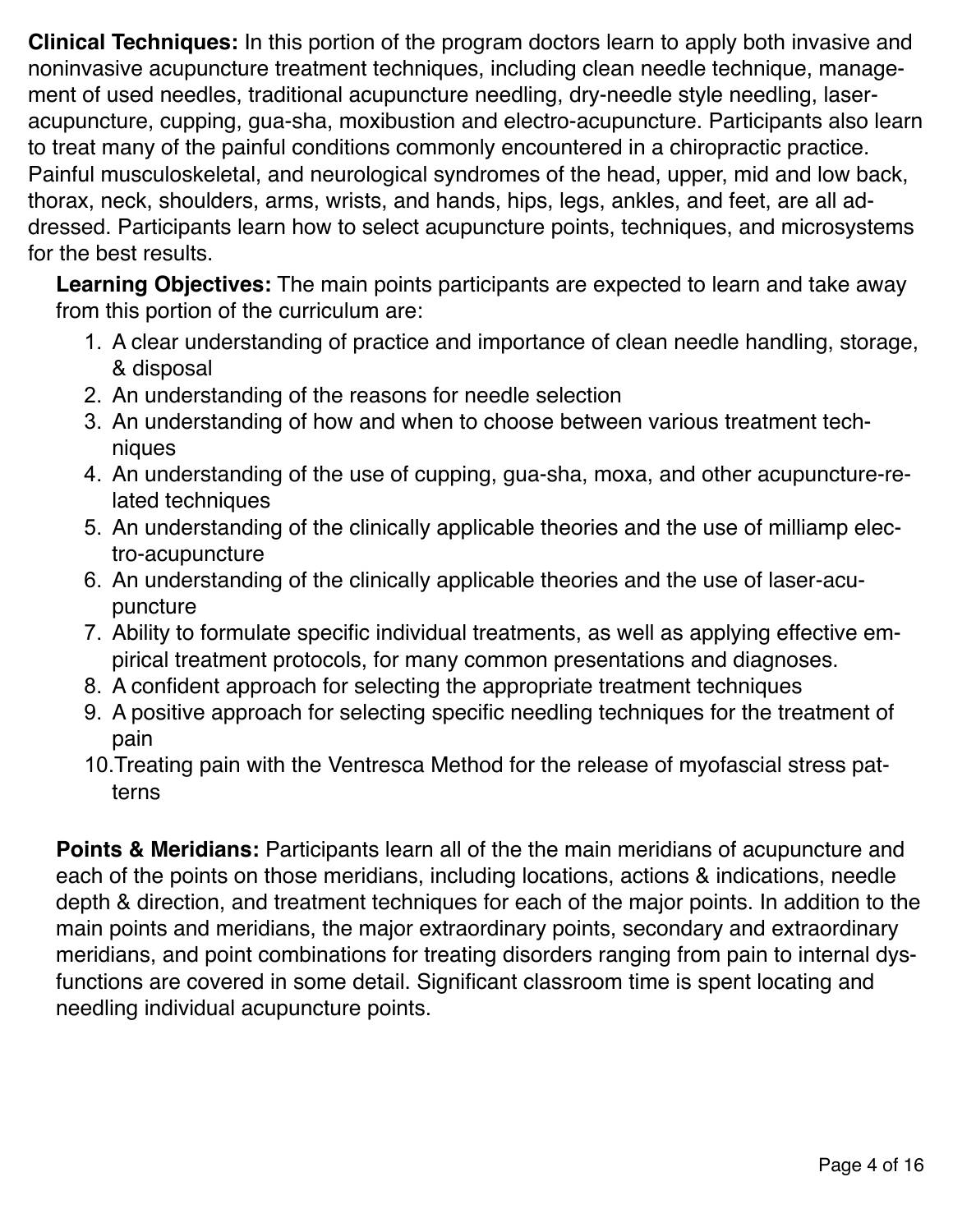**Clinical Techniques:** In this portion of the program doctors learn to apply both invasive and noninvasive acupuncture treatment techniques, including clean needle technique, management of used needles, traditional acupuncture needling, dry-needle style needling, laser-acupuncture, cupping, gua-sha, moxibustion and electro-acupuncture. Participants also learn to treat many of the painful conditions commonly encountered in a chiropractic practice. Painful musculoskeletal, and neurological syndromes of the head, upper, mid and low back, thorax, neck, shoulders, arms, wrists, and hands, hips, legs, ankles, and feet, are all addressed. Participants learn how to select acupuncture points, techniques, and microsystems for the best results.

**Learning Objectives:** The main points participants are expected to learn and take away from this portion of the curriculum are:

1. A clear understanding of practice and importance of clean needle handling, storage, & disposal
2. An understanding of the reasons for needle selection
3. An understanding of how and when to choose between various treatment techniques
4. An understanding of the use of cupping, gua-sha, moxa, and other acupuncture-related techniques
5. An understanding of the clinically applicable theories and the use of milliamp electro-acupuncture
6. An understanding of the clinically applicable theories and the use of laser-acupuncture
7. Ability to formulate specific individual treatments, as well as applying effective empirical treatment protocols, for many common presentations and diagnoses.
8. A confident approach for selecting the appropriate treatment techniques
9. A positive approach for selecting specific needling techniques for the treatment of pain
10. Treating pain with the Ventresca Method for the release of myofascial stress patterns

**Points & Meridians:** Participants learn all of the the main meridians of acupuncture and each of the points on those meridians, including locations, actions & indications, needle depth & direction, and treatment techniques for each of the major points. In addition to the main points and meridians, the major extraordinary points, secondary and extraordinary meridians, and point combinations for treating disorders ranging from pain to internal dysfunctions are covered in some detail. Significant classroom time is spent locating and needling individual acupuncture points.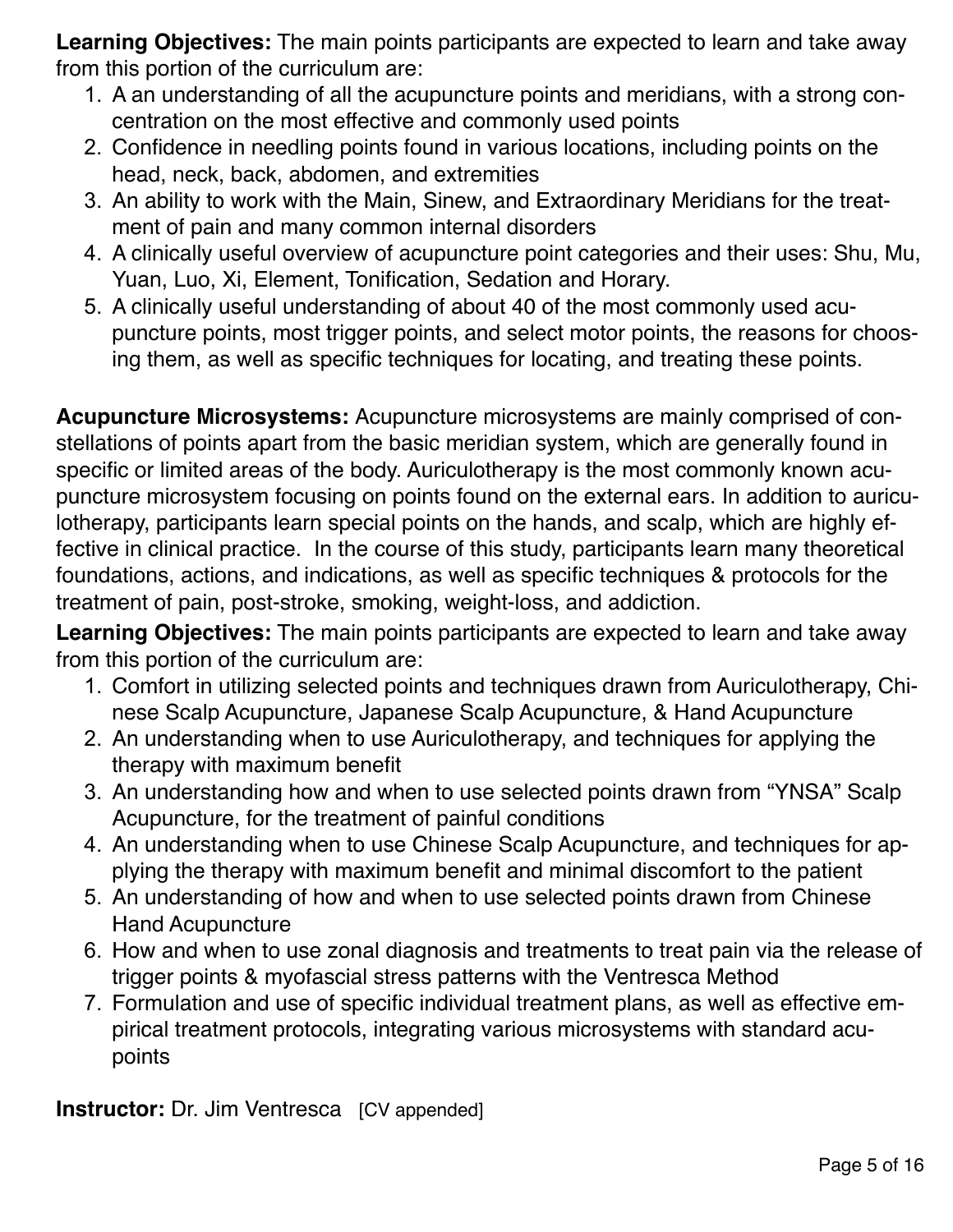**Learning Objectives:** The main points participants are expected to learn and take away from this portion of the curriculum are:

1. A an understanding of all the acupuncture points and meridians, with a strong concentration on the most effective and commonly used points
2. Confidence in needling points found in various locations, including points on the head, neck, back, abdomen, and extremities
3. An ability to work with the Main, Sinew, and Extraordinary Meridians for the treatment of pain and many common internal disorders
4. A clinically useful overview of acupuncture point categories and their uses: Shu, Mu, Yuan, Luo, Xi, Element, Tonification, Sedation and Horary.
5. A clinically useful understanding of about 40 of the most commonly used acupuncture points, most trigger points, and select motor points, the reasons for choosing them, as well as specific techniques for locating, and treating these points.

**Acupuncture Microsystems:** Acupuncture microsystems are mainly comprised of constellations of points apart from the basic meridian system, which are generally found in specific or limited areas of the body. Auriculotherapy is the most commonly known acupuncture microsystem focusing on points found on the external ears. In addition to auriculotherapy, participants learn special points on the hands, and scalp, which are highly effective in clinical practice. In the course of this study, participants learn many theoretical foundations, actions, and indications, as well as specific techniques & protocols for the treatment of pain, post-stroke, smoking, weight-loss, and addiction.

**Learning Objectives:** The main points participants are expected to learn and take away from this portion of the curriculum are:

1. Comfort in utilizing selected points and techniques drawn from Auriculotherapy, Chinese Scalp Acupuncture, Japanese Scalp Acupuncture, & Hand Acupuncture
2. An understanding when to use Auriculotherapy, and techniques for applying the therapy with maximum benefit
3. An understanding how and when to use selected points drawn from "YNSA" Scalp Acupuncture, for the treatment of painful conditions
4. An understanding when to use Chinese Scalp Acupuncture, and techniques for applying the therapy with maximum benefit and minimal discomfort to the patient
5. An understanding of how and when to use selected points drawn from Chinese Hand Acupuncture
6. How and when to use zonal diagnosis and treatments to treat pain via the release of trigger points & myofascial stress patterns with the Ventresca Method
7. Formulation and use of specific individual treatment plans, as well as effective empirical treatment protocols, integrating various microsystems with standard acupoints

**Instructor:** Dr. Jim Ventresca [CV appended]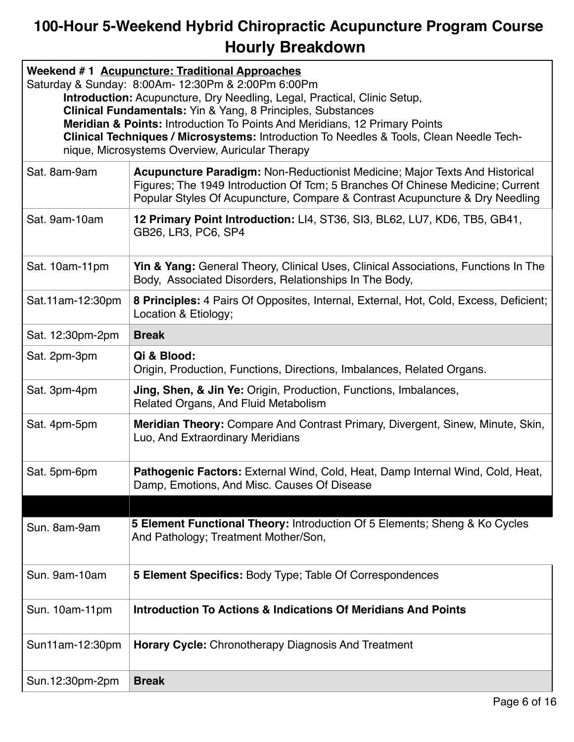# 100-Hour 5-Weekend Hybrid Chiropractic Acupuncture Program Course Hourly Breakdown

**Weekend # 1 Acupuncture: Traditional Approaches**

Saturday & Sunday: 8:00Am- 12:30Pm & 2:00Pm 6:00Pm

- **Introduction:** Acupuncture, Dry Needling, Legal, Practical, Clinic Setup,
- **Clinical Fundamentals:** Yin & Yang, 8 Principles, Substances
- **Meridian & Points:** Introduction To Points And Meridians, 12 Primary Points
- **Clinical Techniques / Microsystems:** Introduction To Needles & Tools, Clean Needle Technique, Microsystems Overview, Auricular Therapy

| Time | Topic |
|---|---|
| Sat. 8am-9am | **Acupuncture Paradigm:** Non-Reductionist Medicine; Major Texts And Historical Figures; The 1949 Introduction Of Tcm; 5 Branches Of Chinese Medicine; Current Popular Styles Of Acupuncture, Compare & Contrast Acupuncture & Dry Needling |
| Sat. 9am-10am | **12 Primary Point Introduction:** LI4, ST36, SI3, BL62, LU7, KD6, TB5, GB41, GB26, LR3, PC6, SP4 |
| Sat. 10am-11pm | **Yin & Yang:** General Theory, Clinical Uses, Clinical Associations, Functions In The Body, Associated Disorders, Relationships In The Body, |
| Sat.11am-12:30pm | **8 Principles:** 4 Pairs Of Opposites, Internal, External, Hot, Cold, Excess, Deficient; Location & Etiology; |
| Sat. 12:30pm-2pm | **Break** |
| Sat. 2pm-3pm | **Qi & Blood:** Origin, Production, Functions, Directions, Imbalances, Related Organs. |
| Sat. 3pm-4pm | **Jing, Shen, & Jin Ye:** Origin, Production, Functions, Imbalances, Related Organs, And Fluid Metabolism |
| Sat. 4pm-5pm | **Meridian Theory:** Compare And Contrast Primary, Divergent, Sinew, Minute, Skin, Luo, And Extraordinary Meridians |
| Sat. 5pm-6pm | **Pathogenic Factors:** External Wind, Cold, Heat, Damp Internal Wind, Cold, Heat, Damp, Emotions, And Misc. Causes Of Disease |
| | |
| Sun. 8am-9am | **5 Element Functional Theory:** Introduction Of 5 Elements; Sheng & Ko Cycles And Pathology; Treatment Mother/Son, |
| Sun. 9am-10am | **5 Element Specifics:** Body Type; Table Of Correspondences |
| Sun. 10am-11pm | **Introduction To Actions & Indications Of Meridians And Points** |
| Sun11am-12:30pm | **Horary Cycle:** Chronotherapy Diagnosis And Treatment |
| Sun.12:30pm-2pm | **Break** |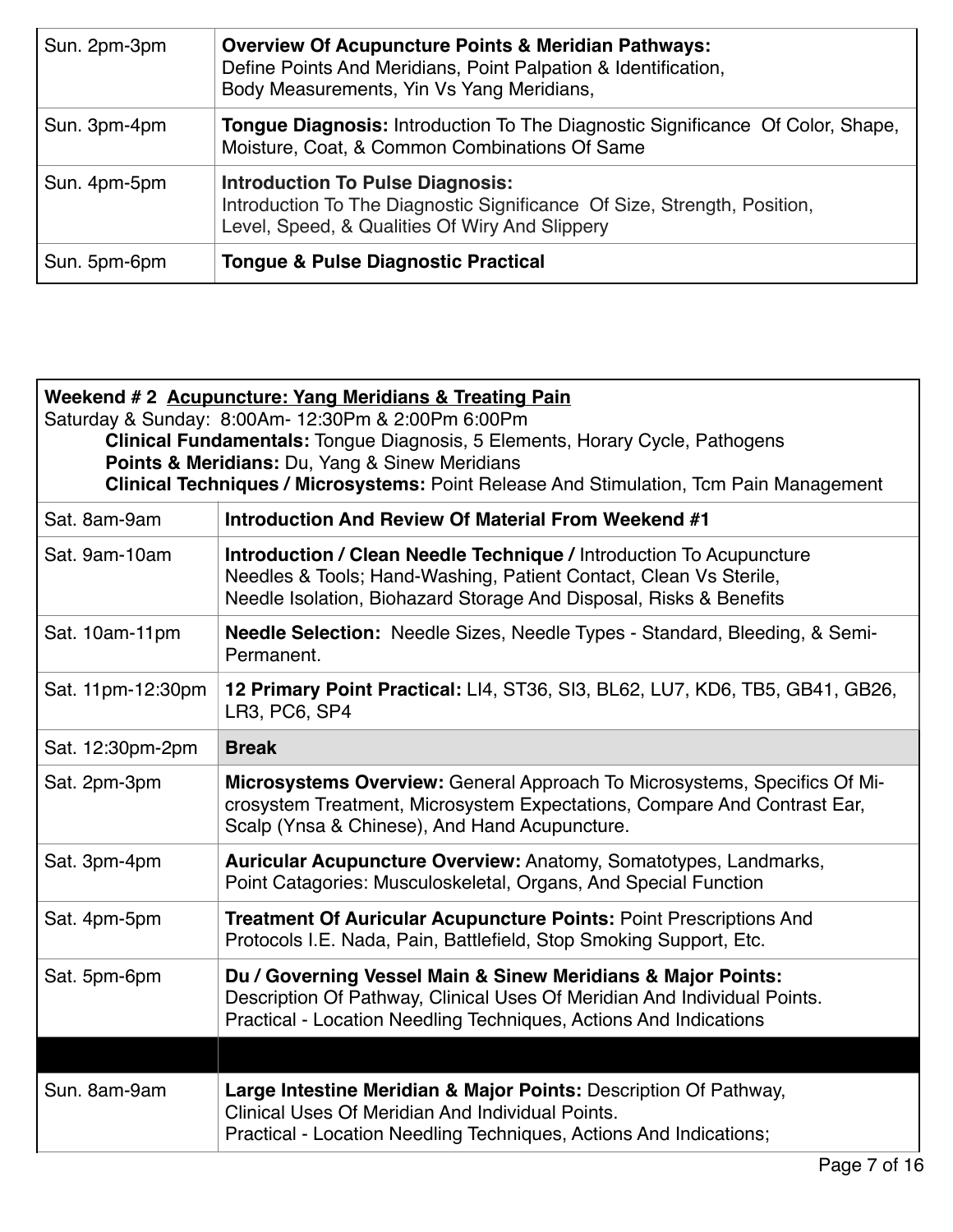| Sun. 2pm-3pm | **Overview Of Acupuncture Points & Meridian Pathways:** Define Points And Meridians, Point Palpation & Identification, Body Measurements, Yin Vs Yang Meridians, |
|---|---|
| Sun. 3pm-4pm | **Tongue Diagnosis:** Introduction To The Diagnostic Significance Of Color, Shape, Moisture, Coat, & Common Combinations Of Same |
| Sun. 4pm-5pm | **Introduction To Pulse Diagnosis:** Introduction To The Diagnostic Significance Of Size, Strength, Position, Level, Speed, & Qualities Of Wiry And Slippery |
| Sun. 5pm-6pm | **Tongue & Pulse Diagnostic Practical** |

**Weekend # 2 Acupuncture: Yang Meridians & Treating Pain**

Saturday & Sunday: 8:00Am- 12:30Pm & 2:00Pm 6:00Pm

**Clinical Fundamentals:** Tongue Diagnosis, 5 Elements, Horary Cycle, Pathogens

**Points & Meridians:** Du, Yang & Sinew Meridians

**Clinical Techniques / Microsystems:** Point Release And Stimulation, Tcm Pain Management

| | |
|---|---|
| Sat. 8am-9am | **Introduction And Review Of Material From Weekend #1** |
| Sat. 9am-10am | **Introduction / Clean Needle Technique /** Introduction To Acupuncture Needles & Tools; Hand-Washing, Patient Contact, Clean Vs Sterile, Needle Isolation, Biohazard Storage And Disposal, Risks & Benefits |
| Sat. 10am-11pm | **Needle Selection:** Needle Sizes, Needle Types - Standard, Bleeding, & Semi-Permanent. |
| Sat. 11pm-12:30pm | **12 Primary Point Practical:** LI4, ST36, SI3, BL62, LU7, KD6, TB5, GB41, GB26, LR3, PC6, SP4 |
| Sat. 12:30pm-2pm | **Break** |
| Sat. 2pm-3pm | **Microsystems Overview:** General Approach To Microsystems, Specifics Of Microsystem Treatment, Microsystem Expectations, Compare And Contrast Ear, Scalp (Ynsa & Chinese), And Hand Acupuncture. |
| Sat. 3pm-4pm | **Auricular Acupuncture Overview:** Anatomy, Somatotypes, Landmarks, Point Catagories: Musculoskeletal, Organs, And Special Function |
| Sat. 4pm-5pm | **Treatment Of Auricular Acupuncture Points:** Point Prescriptions And Protocols I.E. Nada, Pain, Battlefield, Stop Smoking Support, Etc. |
| Sat. 5pm-6pm | **Du / Governing Vessel Main & Sinew Meridians & Major Points:** Description Of Pathway, Clinical Uses Of Meridian And Individual Points. Practical - Location Needling Techniques, Actions And Indications |
| | |
| Sun. 8am-9am | **Large Intestine Meridian & Major Points:** Description Of Pathway, Clinical Uses Of Meridian And Individual Points. Practical - Location Needling Techniques, Actions And Indications; |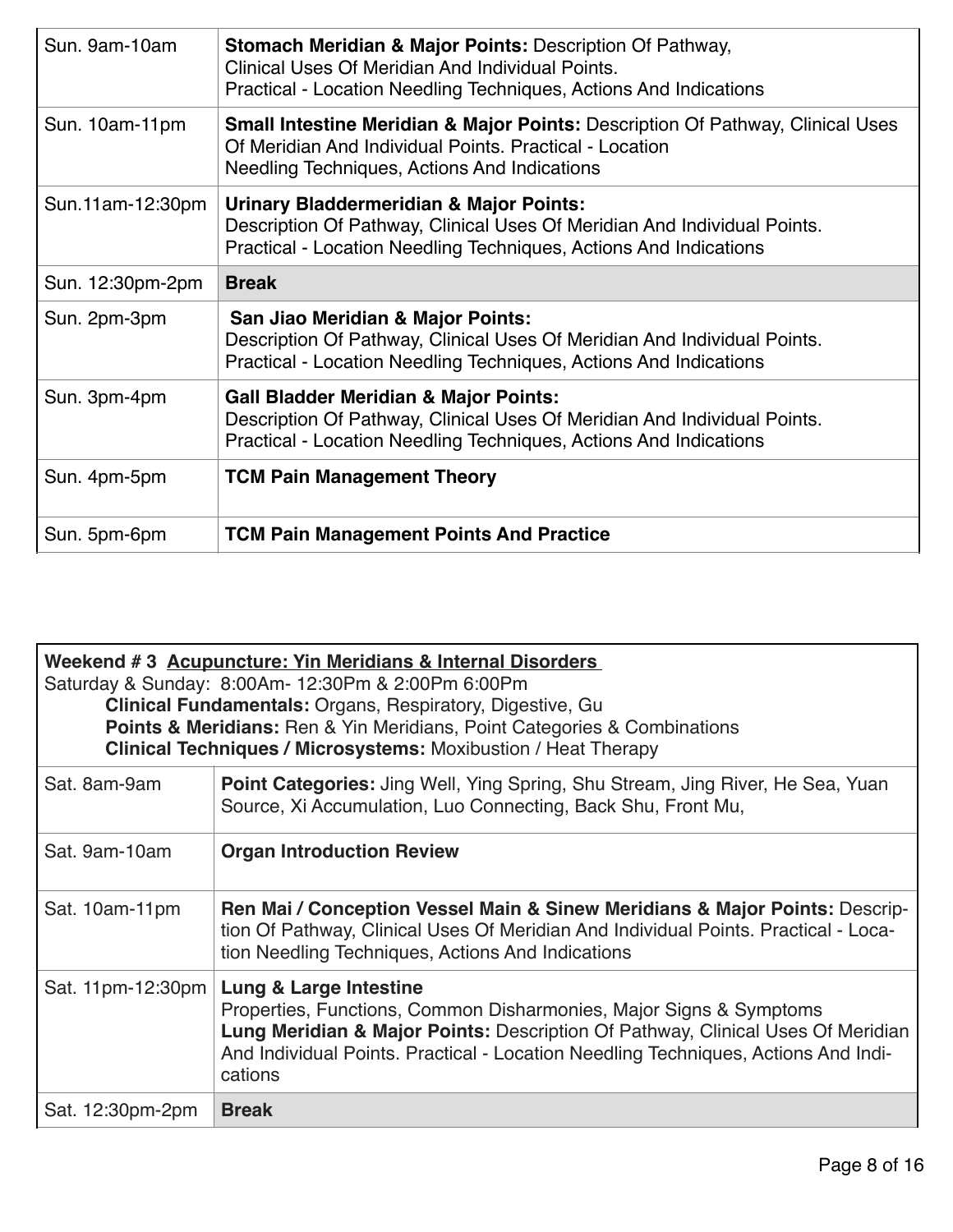| | |
|---|---|
| Sun. 9am-10am | **Stomach Meridian & Major Points:** Description Of Pathway, Clinical Uses Of Meridian And Individual Points. Practical - Location Needling Techniques, Actions And Indications |
| Sun. 10am-11pm | **Small Intestine Meridian & Major Points:** Description Of Pathway, Clinical Uses Of Meridian And Individual Points. Practical - Location Needling Techniques, Actions And Indications |
| Sun.11am-12:30pm | **Urinary Bladdermeridian & Major Points:** Description Of Pathway, Clinical Uses Of Meridian And Individual Points. Practical - Location Needling Techniques, Actions And Indications |
| Sun. 12:30pm-2pm | **Break** |
| Sun. 2pm-3pm | **San Jiao Meridian & Major Points:** Description Of Pathway, Clinical Uses Of Meridian And Individual Points. Practical - Location Needling Techniques, Actions And Indications |
| Sun. 3pm-4pm | **Gall Bladder Meridian & Major Points:** Description Of Pathway, Clinical Uses Of Meridian And Individual Points. Practical - Location Needling Techniques, Actions And Indications |
| Sun. 4pm-5pm | **TCM Pain Management Theory** |
| Sun. 5pm-6pm | **TCM Pain Management Points And Practice** |

**Weekend # 3 Acupuncture: Yin Meridians & Internal Disorders**
Saturday & Sunday: 8:00Am- 12:30Pm & 2:00Pm 6:00Pm
**Clinical Fundamentals:** Organs, Respiratory, Digestive, Gu
**Points & Meridians:** Ren & Yin Meridians, Point Categories & Combinations
**Clinical Techniques / Microsystems:** Moxibustion / Heat Therapy

| | |
|---|---|
| Sat. 8am-9am | **Point Categories:** Jing Well, Ying Spring, Shu Stream, Jing River, He Sea, Yuan Source, Xi Accumulation, Luo Connecting, Back Shu, Front Mu, |
| Sat. 9am-10am | **Organ Introduction Review** |
| Sat. 10am-11pm | **Ren Mai / Conception Vessel Main & Sinew Meridians & Major Points:** Description Of Pathway, Clinical Uses Of Meridian And Individual Points. Practical - Location Needling Techniques, Actions And Indications |
| Sat. 11pm-12:30pm | **Lung & Large Intestine** Properties, Functions, Common Disharmonies, Major Signs & Symptoms **Lung Meridian & Major Points:** Description Of Pathway, Clinical Uses Of Meridian And Individual Points. Practical - Location Needling Techniques, Actions And Indications |
| Sat. 12:30pm-2pm | **Break** |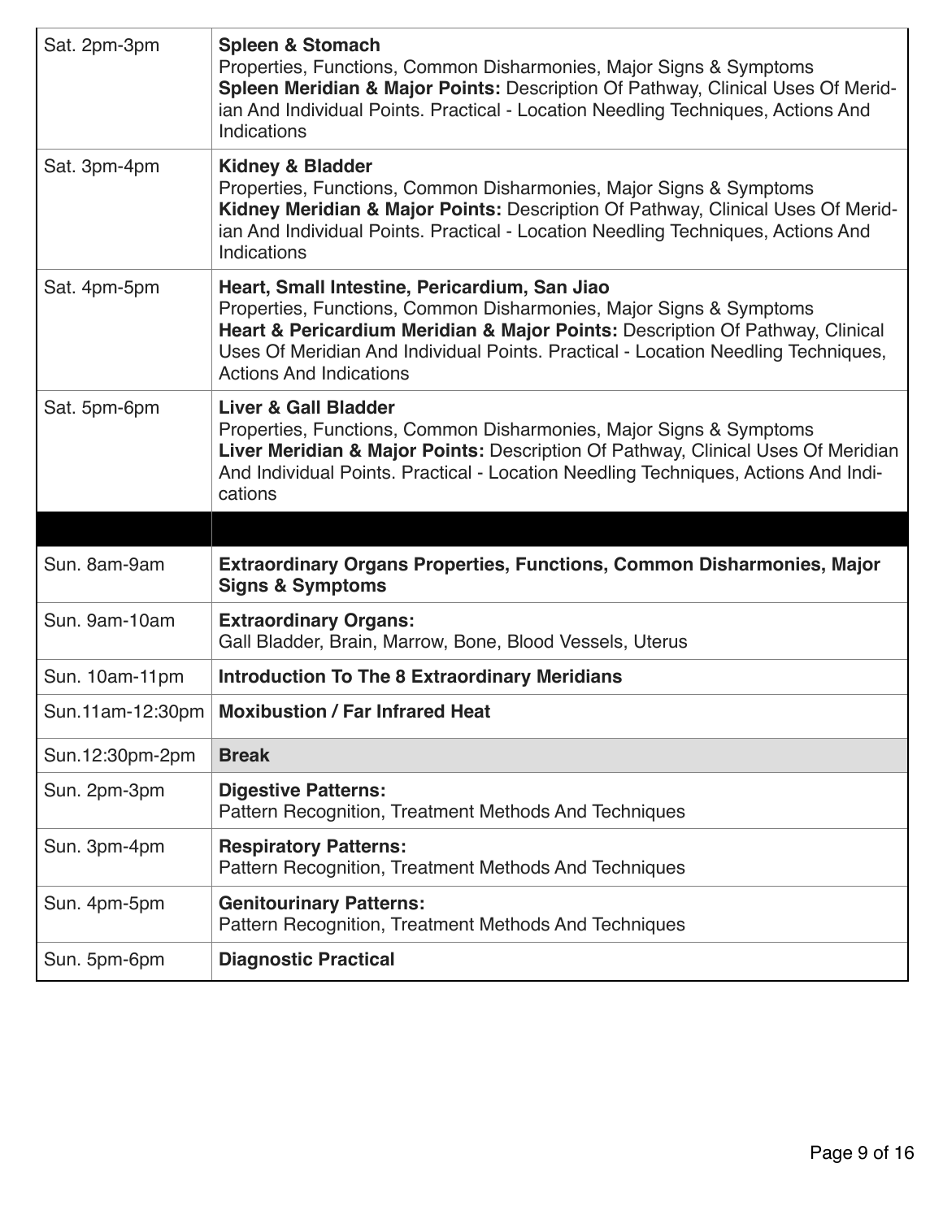| | |
|---|---|
| Sat. 2pm-3pm | **Spleen & Stomach**<br>Properties, Functions, Common Disharmonies, Major Signs & Symptoms<br>**Spleen Meridian & Major Points:** Description Of Pathway, Clinical Uses Of Meridian And Individual Points. Practical - Location Needling Techniques, Actions And Indications |
| Sat. 3pm-4pm | **Kidney & Bladder**<br>Properties, Functions, Common Disharmonies, Major Signs & Symptoms<br>**Kidney Meridian & Major Points:** Description Of Pathway, Clinical Uses Of Meridian And Individual Points. Practical - Location Needling Techniques, Actions And Indications |
| Sat. 4pm-5pm | **Heart, Small Intestine, Pericardium, San Jiao**<br>Properties, Functions, Common Disharmonies, Major Signs & Symptoms<br>**Heart & Pericardium Meridian & Major Points:** Description Of Pathway, Clinical Uses Of Meridian And Individual Points. Practical - Location Needling Techniques, Actions And Indications |
| Sat. 5pm-6pm | **Liver & Gall Bladder**<br>Properties, Functions, Common Disharmonies, Major Signs & Symptoms<br>**Liver Meridian & Major Points:** Description Of Pathway, Clinical Uses Of Meridian And Individual Points. Practical - Location Needling Techniques, Actions And Indications |
| | |
| Sun. 8am-9am | **Extraordinary Organs Properties, Functions, Common Disharmonies, Major Signs & Symptoms** |
| Sun. 9am-10am | **Extraordinary Organs:**<br>Gall Bladder, Brain, Marrow, Bone, Blood Vessels, Uterus |
| Sun. 10am-11pm | **Introduction To The 8 Extraordinary Meridians** |
| Sun.11am-12:30pm | **Moxibustion / Far Infrared Heat** |
| Sun.12:30pm-2pm | **Break** |
| Sun. 2pm-3pm | **Digestive Patterns:**<br>Pattern Recognition, Treatment Methods And Techniques |
| Sun. 3pm-4pm | **Respiratory Patterns:**<br>Pattern Recognition, Treatment Methods And Techniques |
| Sun. 4pm-5pm | **Genitourinary Patterns:**<br>Pattern Recognition, Treatment Methods And Techniques |
| Sun. 5pm-6pm | **Diagnostic Practical** |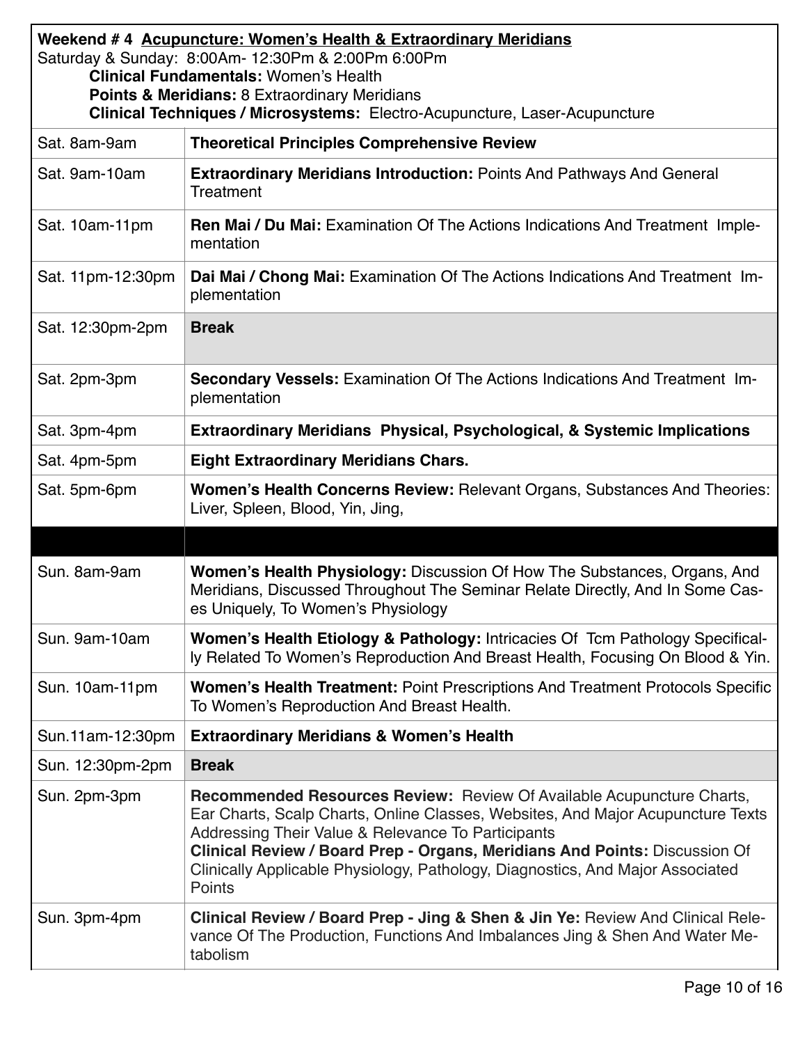**Weekend # 4 Acupuncture: Women's Health & Extraordinary Meridians**
Saturday & Sunday: 8:00Am- 12:30Pm & 2:00Pm 6:00Pm
**Clinical Fundamentals:** Women's Health
**Points & Meridians:** 8 Extraordinary Meridians
**Clinical Techniques / Microsystems:** Electro-Acupuncture, Laser-Acupuncture

| | |
|---|---|
| Sat. 8am-9am | **Theoretical Principles Comprehensive Review** |
| Sat. 9am-10am | **Extraordinary Meridians Introduction:** Points And Pathways And General Treatment |
| Sat. 10am-11pm | **Ren Mai / Du Mai:** Examination Of The Actions Indications And Treatment Implementation |
| Sat. 11pm-12:30pm | **Dai Mai / Chong Mai:** Examination Of The Actions Indications And Treatment Implementation |
| Sat. 12:30pm-2pm | **Break** |
| Sat. 2pm-3pm | **Secondary Vessels:** Examination Of The Actions Indications And Treatment Implementation |
| Sat. 3pm-4pm | **Extraordinary Meridians Physical, Psychological, & Systemic Implications** |
| Sat. 4pm-5pm | **Eight Extraordinary Meridians Chars.** |
| Sat. 5pm-6pm | **Women's Health Concerns Review:** Relevant Organs, Substances And Theories: Liver, Spleen, Blood, Yin, Jing, |
| | |
| Sun. 8am-9am | **Women's Health Physiology:** Discussion Of How The Substances, Organs, And Meridians, Discussed Throughout The Seminar Relate Directly, And In Some Cases Uniquely, To Women's Physiology |
| Sun. 9am-10am | **Women's Health Etiology & Pathology:** Intricacies Of Tcm Pathology Specifically Related To Women's Reproduction And Breast Health, Focusing On Blood & Yin. |
| Sun. 10am-11pm | **Women's Health Treatment:** Point Prescriptions And Treatment Protocols Specific To Women's Reproduction And Breast Health. |
| Sun.11am-12:30pm | **Extraordinary Meridians & Women's Health** |
| Sun. 12:30pm-2pm | **Break** |
| Sun. 2pm-3pm | **Recommended Resources Review:** Review Of Available Acupuncture Charts, Ear Charts, Scalp Charts, Online Classes, Websites, And Major Acupuncture Texts Addressing Their Value & Relevance To Participants<br>**Clinical Review / Board Prep - Organs, Meridians And Points:** Discussion Of Clinically Applicable Physiology, Pathology, Diagnostics, And Major Associated Points |
| Sun. 3pm-4pm | **Clinical Review / Board Prep - Jing & Shen & Jin Ye:** Review And Clinical Relevance Of The Production, Functions And Imbalances Jing & Shen And Water Metabolism |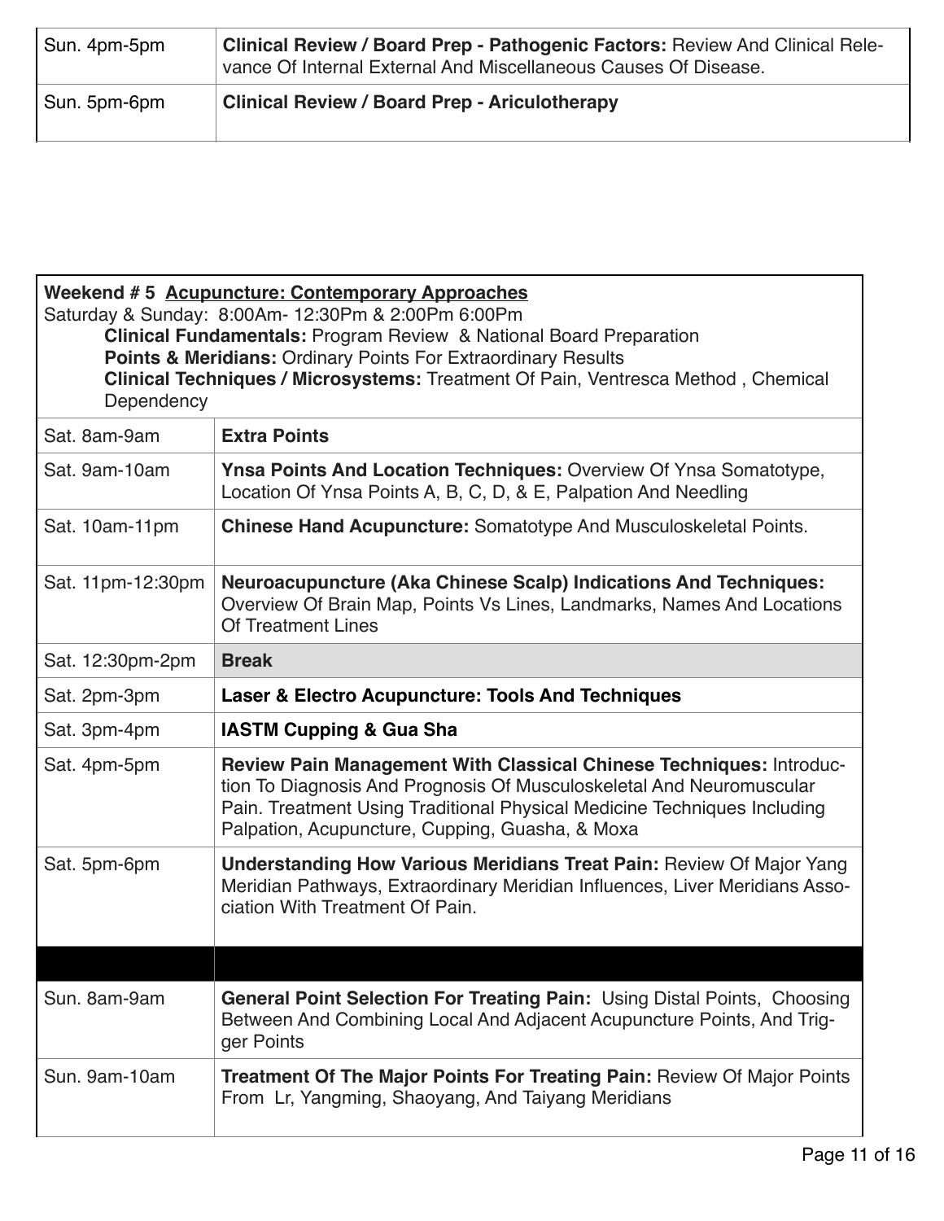| | |
|---|---|
| Sun. 4pm-5pm | **Clinical Review / Board Prep - Pathogenic Factors:** Review And Clinical Relevance Of Internal External And Miscellaneous Causes Of Disease. |
| Sun. 5pm-6pm | **Clinical Review / Board Prep - Ariculotherapy** |

**Weekend # 5 Acupuncture: Contemporary Approaches**

Saturday & Sunday: 8:00Am- 12:30Pm & 2:00Pm 6:00Pm

**Clinical Fundamentals:** Program Review & National Board Preparation

**Points & Meridians:** Ordinary Points For Extraordinary Results

**Clinical Techniques / Microsystems:** Treatment Of Pain, Ventresca Method , Chemical Dependency

| | |
|---|---|
| Sat. 8am-9am | **Extra Points** |
| Sat. 9am-10am | **Ynsa Points And Location Techniques:** Overview Of Ynsa Somatotype, Location Of Ynsa Points A, B, C, D, & E, Palpation And Needling |
| Sat. 10am-11pm | **Chinese Hand Acupuncture:** Somatotype And Musculoskeletal Points. |
| Sat. 11pm-12:30pm | **Neuroacupuncture (Aka Chinese Scalp) Indications And Techniques:** Overview Of Brain Map, Points Vs Lines, Landmarks, Names And Locations Of Treatment Lines |
| Sat. 12:30pm-2pm | **Break** |
| Sat. 2pm-3pm | **Laser & Electro Acupuncture: Tools And Techniques** |
| Sat. 3pm-4pm | **IASTM Cupping & Gua Sha** |
| Sat. 4pm-5pm | **Review Pain Management With Classical Chinese Techniques:** Introduction To Diagnosis And Prognosis Of Musculoskeletal And Neuromuscular Pain. Treatment Using Traditional Physical Medicine Techniques Including Palpation, Acupuncture, Cupping, Guasha, & Moxa |
| Sat. 5pm-6pm | **Understanding How Various Meridians Treat Pain:** Review Of Major Yang Meridian Pathways, Extraordinary Meridian Influences, Liver Meridians Association With Treatment Of Pain. |
| | |
| Sun. 8am-9am | **General Point Selection For Treating Pain:** Using Distal Points, Choosing Between And Combining Local And Adjacent Acupuncture Points, And Trigger Points |
| Sun. 9am-10am | **Treatment Of The Major Points For Treating Pain:** Review Of Major Points From Lr, Yangming, Shaoyang, And Taiyang Meridians |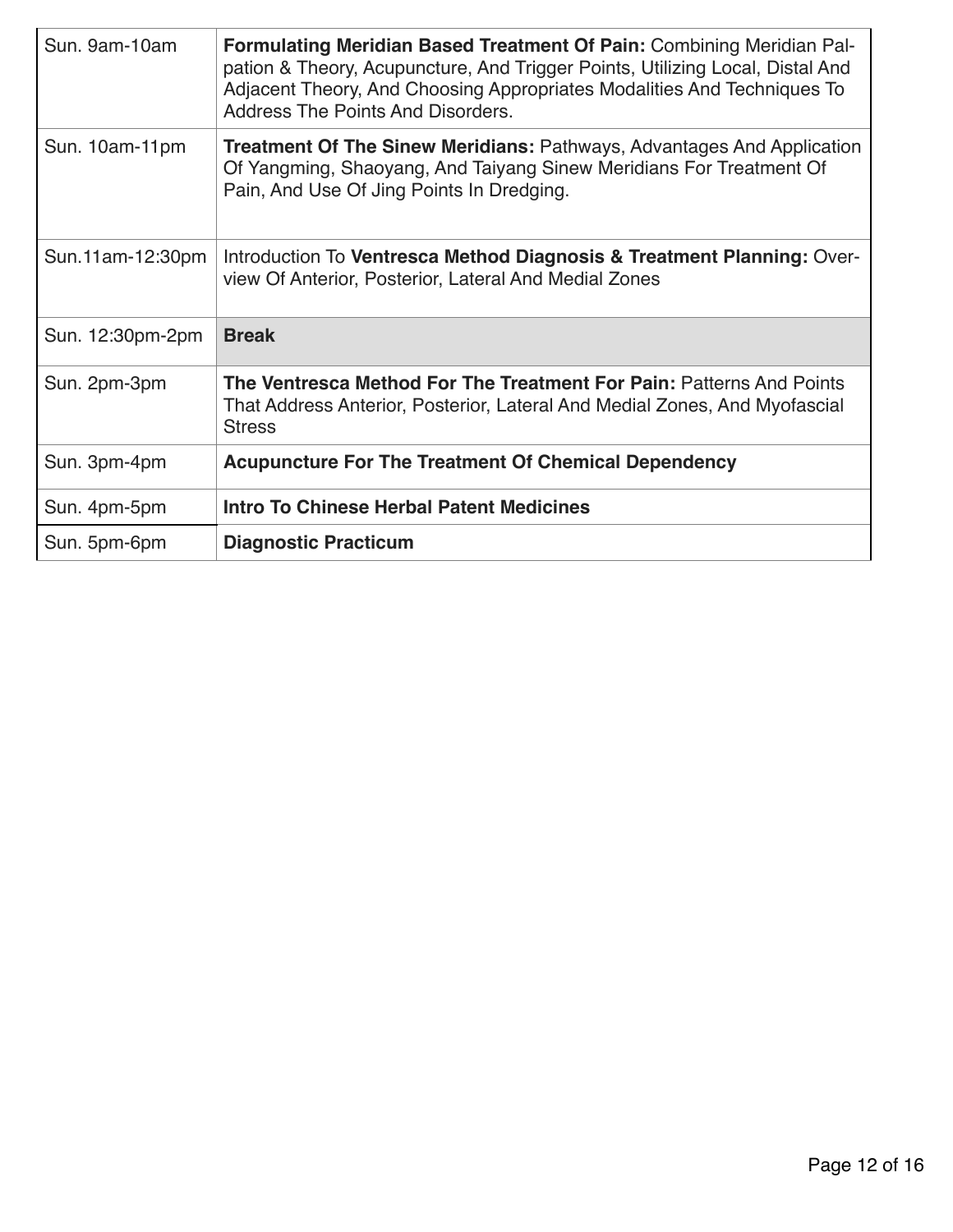| | |
|---|---|
| Sun. 9am-10am | **Formulating Meridian Based Treatment Of Pain:** Combining Meridian Palpation & Theory, Acupuncture, And Trigger Points, Utilizing Local, Distal And Adjacent Theory, And Choosing Appropriates Modalities And Techniques To Address The Points And Disorders. |
| Sun. 10am-11pm | **Treatment Of The Sinew Meridians:** Pathways, Advantages And Application Of Yangming, Shaoyang, And Taiyang Sinew Meridians For Treatment Of Pain, And Use Of Jing Points In Dredging. |
| Sun.11am-12:30pm | Introduction To **Ventresca Method Diagnosis & Treatment Planning:** Overview Of Anterior, Posterior, Lateral And Medial Zones |
| Sun. 12:30pm-2pm | **Break** |
| Sun. 2pm-3pm | **The Ventresca Method For The Treatment For Pain:** Patterns And Points That Address Anterior, Posterior, Lateral And Medial Zones, And Myofascial Stress |
| Sun. 3pm-4pm | **Acupuncture For The Treatment Of Chemical Dependency** |
| Sun. 4pm-5pm | **Intro To Chinese Herbal Patent Medicines** |
| Sun. 5pm-6pm | **Diagnostic Practicum** |